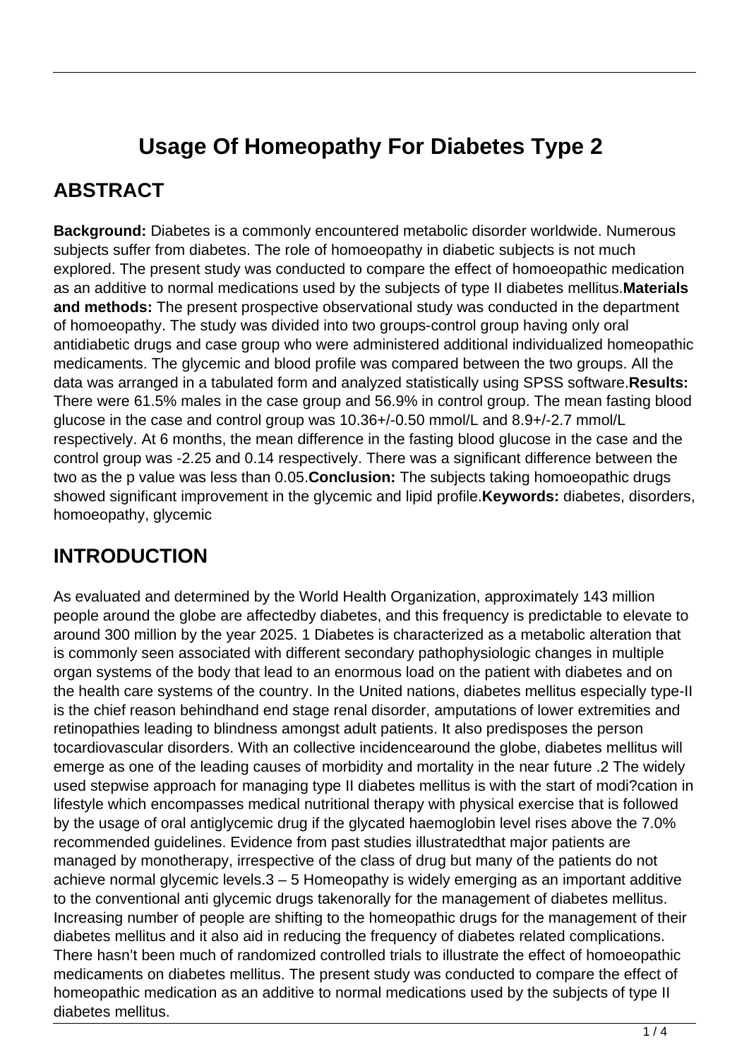# Usage Of Homeopathy For Diabetes Type 2

## ABSTRACT

**Background:** Diabetes is a commonly encountered metabolic disorder worldwide. Numerous subjects suffer from diabetes. The role of homoeopathy in diabetic subjects is not much explored. The present study was conducted to compare the effect of homoeopathic medication as an additive to normal medications used by the subjects of type II diabetes mellitus.**Materials and methods:** The present prospective observational study was conducted in the department of homoeopathy. The study was divided into two groups-control group having only oral antidiabetic drugs and case group who were administered additional individualized homeopathic medicaments. The glycemic and blood profile was compared between the two groups. All the data was arranged in a tabulated form and analyzed statistically using SPSS software.**Results:** There were 61.5% males in the case group and 56.9% in control group. The mean fasting blood glucose in the case and control group was 10.36+/-0.50 mmol/L and 8.9+/-2.7 mmol/L respectively. At 6 months, the mean difference in the fasting blood glucose in the case and the control group was -2.25 and 0.14 respectively. There was a significant difference between the two as the p value was less than 0.05.**Conclusion:** The subjects taking homoeopathic drugs showed significant improvement in the glycemic and lipid profile.**Keywords:** diabetes, disorders, homoeopathy, glycemic

## INTRODUCTION

As evaluated and determined by the World Health Organization, approximately 143 million people around the globe are affectedby diabetes, and this frequency is predictable to elevate to around 300 million by the year 2025. 1 Diabetes is characterized as a metabolic alteration that is commonly seen associated with different secondary pathophysiologic changes in multiple organ systems of the body that lead to an enormous load on the patient with diabetes and on the health care systems of the country. In the United nations, diabetes mellitus especially type-II is the chief reason behindhand end stage renal disorder, amputations of lower extremities and retinopathies leading to blindness amongst adult patients. It also predisposes the person tocardiovascular disorders. With an collective incidencearound the globe, diabetes mellitus will emerge as one of the leading causes of morbidity and mortality in the near future .2 The widely used stepwise approach for managing type II diabetes mellitus is with the start of modi?cation in lifestyle which encompasses medical nutritional therapy with physical exercise that is followed by the usage of oral antiglycemic drug if the glycated haemoglobin level rises above the 7.0% recommended guidelines. Evidence from past studies illustratedthat major patients are managed by monotherapy, irrespective of the class of drug but many of the patients do not achieve normal glycemic levels.3 – 5 Homeopathy is widely emerging as an important additive to the conventional anti glycemic drugs takenorally for the management of diabetes mellitus. Increasing number of people are shifting to the homeopathic drugs for the management of their diabetes mellitus and it also aid in reducing the frequency of diabetes related complications. There hasn't been much of randomized controlled trials to illustrate the effect of homoeopathic medicaments on diabetes mellitus. The present study was conducted to compare the effect of homeopathic medication as an additive to normal medications used by the subjects of type II diabetes mellitus.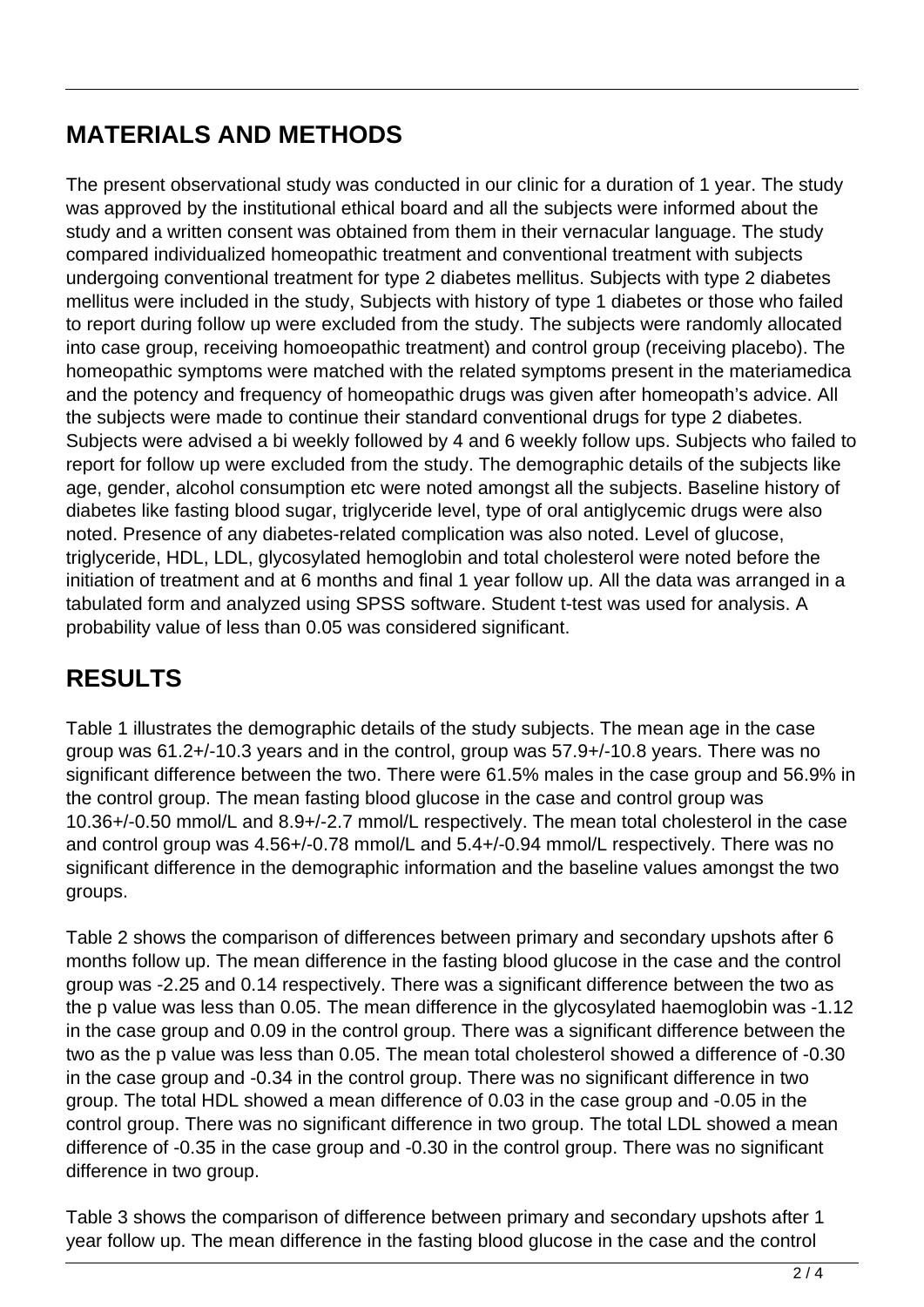## MATERIALS AND METHODS

The present observational study was conducted in our clinic for a duration of 1 year. The study was approved by the institutional ethical board and all the subjects were informed about the study and a written consent was obtained from them in their vernacular language. The study compared individualized homeopathic treatment and conventional treatment with subjects undergoing conventional treatment for type 2 diabetes mellitus. Subjects with type 2 diabetes mellitus were included in the study, Subjects with history of type 1 diabetes or those who failed to report during follow up were excluded from the study. The subjects were randomly allocated into case group, receiving homoeopathic treatment) and control group (receiving placebo). The homeopathic symptoms were matched with the related symptoms present in the materiamedica and the potency and frequency of homeopathic drugs was given after homeopath's advice. All the subjects were made to continue their standard conventional drugs for type 2 diabetes. Subjects were advised a bi weekly followed by 4 and 6 weekly follow ups. Subjects who failed to report for follow up were excluded from the study. The demographic details of the subjects like age, gender, alcohol consumption etc were noted amongst all the subjects. Baseline history of diabetes like fasting blood sugar, triglyceride level, type of oral antiglycemic drugs were also noted. Presence of any diabetes-related complication was also noted. Level of glucose, triglyceride, HDL, LDL, glycosylated hemoglobin and total cholesterol were noted before the initiation of treatment and at 6 months and final 1 year follow up. All the data was arranged in a tabulated form and analyzed using SPSS software. Student t-test was used for analysis. A probability value of less than 0.05 was considered significant.

## RESULTS

Table 1 illustrates the demographic details of the study subjects. The mean age in the case group was 61.2+/-10.3 years and in the control, group was 57.9+/-10.8 years. There was no significant difference between the two. There were 61.5% males in the case group and 56.9% in the control group. The mean fasting blood glucose in the case and control group was 10.36+/-0.50 mmol/L and 8.9+/-2.7 mmol/L respectively. The mean total cholesterol in the case and control group was 4.56+/-0.78 mmol/L and 5.4+/-0.94 mmol/L respectively. There was no significant difference in the demographic information and the baseline values amongst the two groups.

Table 2 shows the comparison of differences between primary and secondary upshots after 6 months follow up. The mean difference in the fasting blood glucose in the case and the control group was -2.25 and 0.14 respectively. There was a significant difference between the two as the p value was less than 0.05. The mean difference in the glycosylated haemoglobin was -1.12 in the case group and 0.09 in the control group. There was a significant difference between the two as the p value was less than 0.05. The mean total cholesterol showed a difference of -0.30 in the case group and -0.34 in the control group. There was no significant difference in two group. The total HDL showed a mean difference of 0.03 in the case group and -0.05 in the control group. There was no significant difference in two group. The total LDL showed a mean difference of -0.35 in the case group and -0.30 in the control group. There was no significant difference in two group.

Table 3 shows the comparison of difference between primary and secondary upshots after 1 year follow up. The mean difference in the fasting blood glucose in the case and the control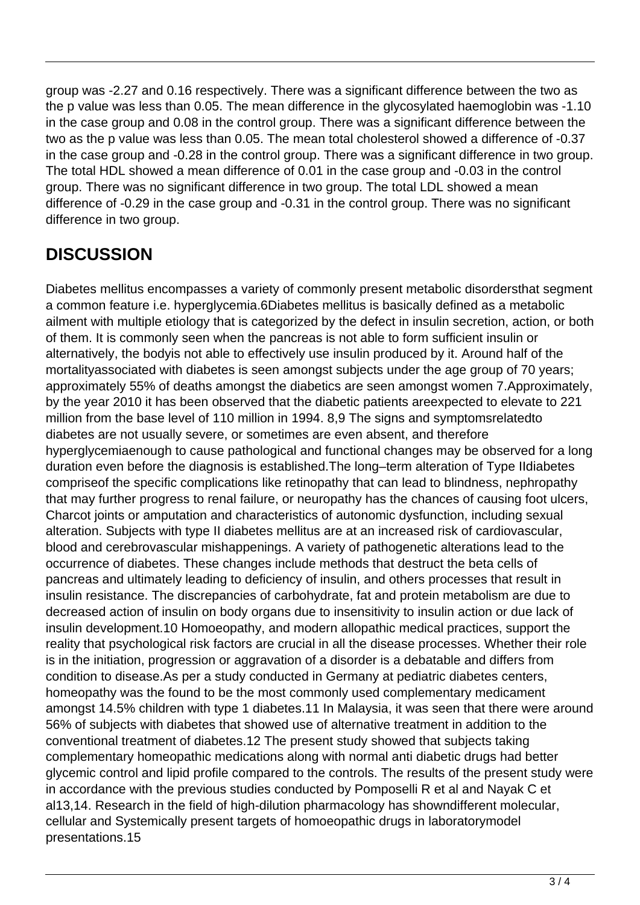group was -2.27 and 0.16 respectively. There was a significant difference between the two as the p value was less than 0.05. The mean difference in the glycosylated haemoglobin was -1.10 in the case group and 0.08 in the control group. There was a significant difference between the two as the p value was less than 0.05. The mean total cholesterol showed a difference of -0.37 in the case group and -0.28 in the control group. There was a significant difference in two group. The total HDL showed a mean difference of 0.01 in the case group and -0.03 in the control group. There was no significant difference in two group. The total LDL showed a mean difference of -0.29 in the case group and -0.31 in the control group. There was no significant difference in two group.

## DISCUSSION

Diabetes mellitus encompasses a variety of commonly present metabolic disordersthat segment a common feature i.e. hyperglycemia.6Diabetes mellitus is basically defined as a metabolic ailment with multiple etiology that is categorized by the defect in insulin secretion, action, or both of them. It is commonly seen when the pancreas is not able to form sufficient insulin or alternatively, the bodyis not able to effectively use insulin produced by it. Around half of the mortalityassociated with diabetes is seen amongst subjects under the age group of 70 years; approximately 55% of deaths amongst the diabetics are seen amongst women 7.Approximately, by the year 2010 it has been observed that the diabetic patients areexpected to elevate to 221 million from the base level of 110 million in 1994. 8,9 The signs and symptomsrelatedto diabetes are not usually severe, or sometimes are even absent, and therefore hyperglycemiaenough to cause pathological and functional changes may be observed for a long duration even before the diagnosis is established.The long–term alteration of Type IIdiabetes compriseof the specific complications like retinopathy that can lead to blindness, nephropathy that may further progress to renal failure, or neuropathy has the chances of causing foot ulcers, Charcot joints or amputation and characteristics of autonomic dysfunction, including sexual alteration. Subjects with type II diabetes mellitus are at an increased risk of cardiovascular, blood and cerebrovascular mishappenings. A variety of pathogenetic alterations lead to the occurrence of diabetes. These changes include methods that destruct the beta cells of pancreas and ultimately leading to deficiency of insulin, and others processes that result in insulin resistance. The discrepancies of carbohydrate, fat and protein metabolism are due to decreased action of insulin on body organs due to insensitivity to insulin action or due lack of insulin development.10 Homoeopathy, and modern allopathic medical practices, support the reality that psychological risk factors are crucial in all the disease processes. Whether their role is in the initiation, progression or aggravation of a disorder is a debatable and differs from condition to disease.As per a study conducted in Germany at pediatric diabetes centers, homeopathy was the found to be the most commonly used complementary medicament amongst 14.5% children with type 1 diabetes.11 In Malaysia, it was seen that there were around 56% of subjects with diabetes that showed use of alternative treatment in addition to the conventional treatment of diabetes.12 The present study showed that subjects taking complementary homeopathic medications along with normal anti diabetic drugs had better glycemic control and lipid profile compared to the controls. The results of the present study were in accordance with the previous studies conducted by Pomposelli R et al and Nayak C et al13,14. Research in the field of high-dilution pharmacology has showndifferent molecular, cellular and Systemically present targets of homoeopathic drugs in laboratorymodel presentations.15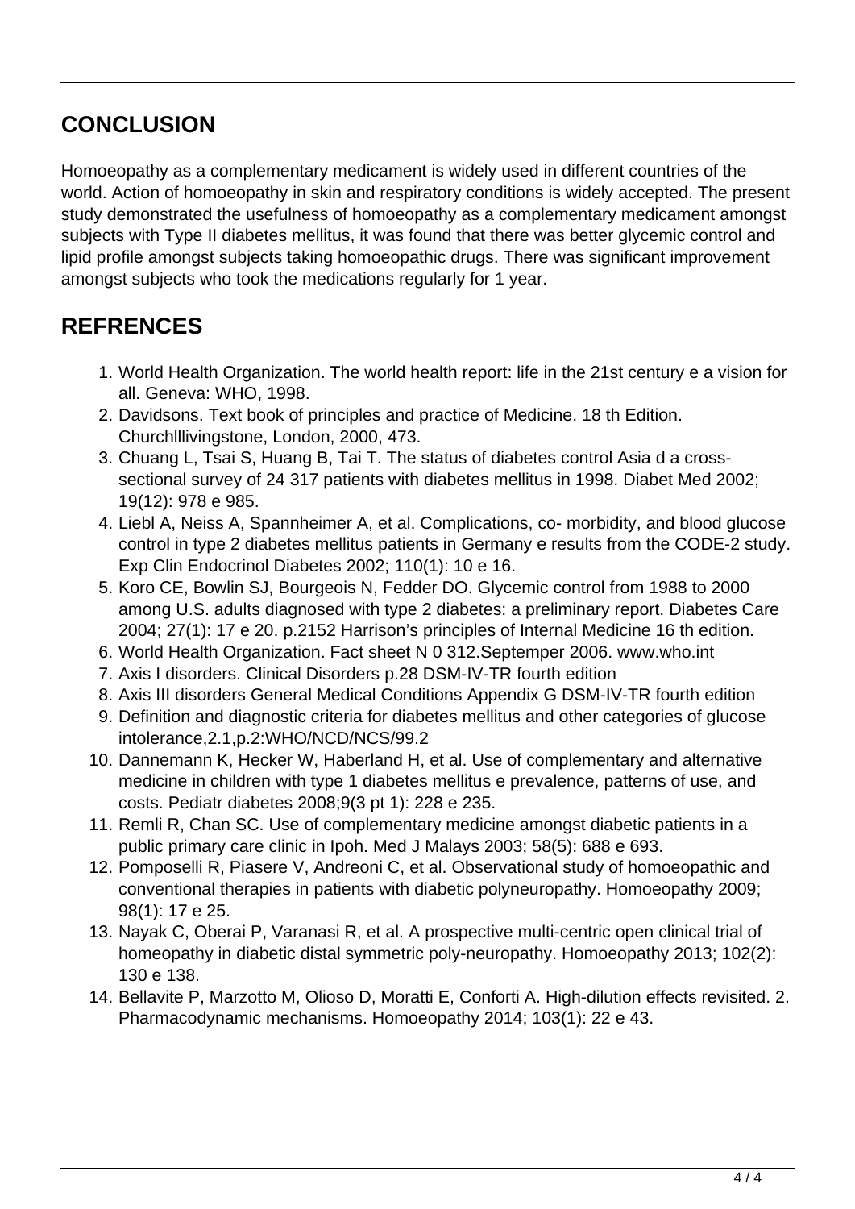## CONCLUSION

Homoeopathy as a complementary medicament is widely used in different countries of the world. Action of homoeopathy in skin and respiratory conditions is widely accepted. The present study demonstrated the usefulness of homoeopathy as a complementary medicament amongst subjects with Type II diabetes mellitus, it was found that there was better glycemic control and lipid profile amongst subjects taking homoeopathic drugs. There was significant improvement amongst subjects who took the medications regularly for 1 year.

## REFRENCES

1. World Health Organization. The world health report: life in the 21st century e a vision for all. Geneva: WHO, 1998.
2. Davidsons. Text book of principles and practice of Medicine. 18 th Edition. Churchlllivingstone, London, 2000, 473.
3. Chuang L, Tsai S, Huang B, Tai T. The status of diabetes control Asia d a cross-sectional survey of 24 317 patients with diabetes mellitus in 1998. Diabet Med 2002; 19(12): 978 e 985.
4. Liebl A, Neiss A, Spannheimer A, et al. Complications, co- morbidity, and blood glucose control in type 2 diabetes mellitus patients in Germany e results from the CODE-2 study. Exp Clin Endocrinol Diabetes 2002; 110(1): 10 e 16.
5. Koro CE, Bowlin SJ, Bourgeois N, Fedder DO. Glycemic control from 1988 to 2000 among U.S. adults diagnosed with type 2 diabetes: a preliminary report. Diabetes Care 2004; 27(1): 17 e 20. p.2152 Harrison's principles of Internal Medicine 16 th edition.
6. World Health Organization. Fact sheet N 0 312.Septemper 2006. www.who.int
7. Axis I disorders. Clinical Disorders p.28 DSM-IV-TR fourth edition
8. Axis III disorders General Medical Conditions Appendix G DSM-IV-TR fourth edition
9. Definition and diagnostic criteria for diabetes mellitus and other categories of glucose intolerance,2.1,p.2:WHO/NCD/NCS/99.2
10. Dannemann K, Hecker W, Haberland H, et al. Use of complementary and alternative medicine in children with type 1 diabetes mellitus e prevalence, patterns of use, and costs. Pediatr diabetes 2008;9(3 pt 1): 228 e 235.
11. Remli R, Chan SC. Use of complementary medicine amongst diabetic patients in a public primary care clinic in Ipoh. Med J Malays 2003; 58(5): 688 e 693.
12. Pomposelli R, Piasere V, Andreoni C, et al. Observational study of homoeopathic and conventional therapies in patients with diabetic polyneuropathy. Homoeopathy 2009; 98(1): 17 e 25.
13. Nayak C, Oberai P, Varanasi R, et al. A prospective multi-centric open clinical trial of homeopathy in diabetic distal symmetric poly-neuropathy. Homoeopathy 2013; 102(2): 130 e 138.
14. Bellavite P, Marzotto M, Olioso D, Moratti E, Conforti A. High-dilution effects revisited. 2. Pharmacodynamic mechanisms. Homoeopathy 2014; 103(1): 22 e 43.